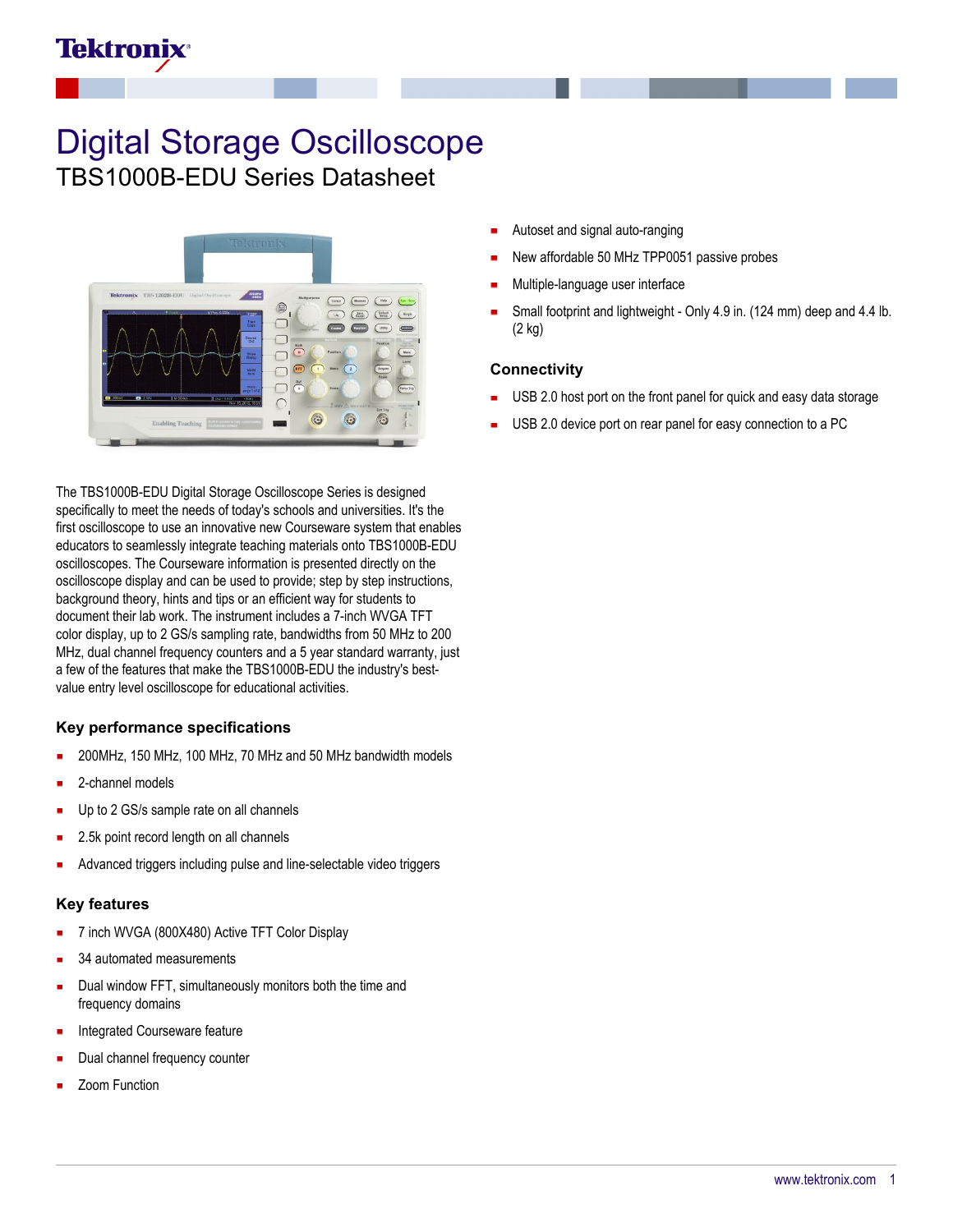# Digital Storage Oscilloscope

## TBS1000B-EDU Series Datasheet

The TBS1000B-EDU Digital Storage Oscilloscope Series is designed specifically to meet the needs of today's schools and universities. It's the first oscilloscope to use an innovative new Courseware system that enables educators to seamlessly integrate teaching materials onto TBS1000B-EDU oscilloscopes. The Courseware information is presented directly on the oscilloscope display and can be used to provide; step by step instructions, background theory, hints and tips or an efficient way for students to document their lab work. The instrument includes a 7-inch WVGA TFT color display, up to 2 GS/s sampling rate, bandwidths from 50 MHz to 200 MHz, dual channel frequency counters and a 5 year standard warranty, just a few of the features that make the TBS1000B-EDU the industry's best-value entry level oscilloscope for educational activities.

### Key performance specifications

- 200MHz, 150 MHz, 100 MHz, 70 MHz and 50 MHz bandwidth models
- 2-channel models
- Up to 2 GS/s sample rate on all channels
- 2.5k point record length on all channels
- Advanced triggers including pulse and line-selectable video triggers

### Key features

- 7 inch WVGA (800X480) Active TFT Color Display
- 34 automated measurements
- Dual window FFT, simultaneously monitors both the time and frequency domains
- Integrated Courseware feature
- Dual channel frequency counter
- Zoom Function
- Autoset and signal auto-ranging
- New affordable 50 MHz TPP0051 passive probes
- Multiple-language user interface
- Small footprint and lightweight - Only 4.9 in. (124 mm) deep and 4.4 lb. (2 kg)

### Connectivity

- USB 2.0 host port on the front panel for quick and easy data storage
- USB 2.0 device port on rear panel for easy connection to a PC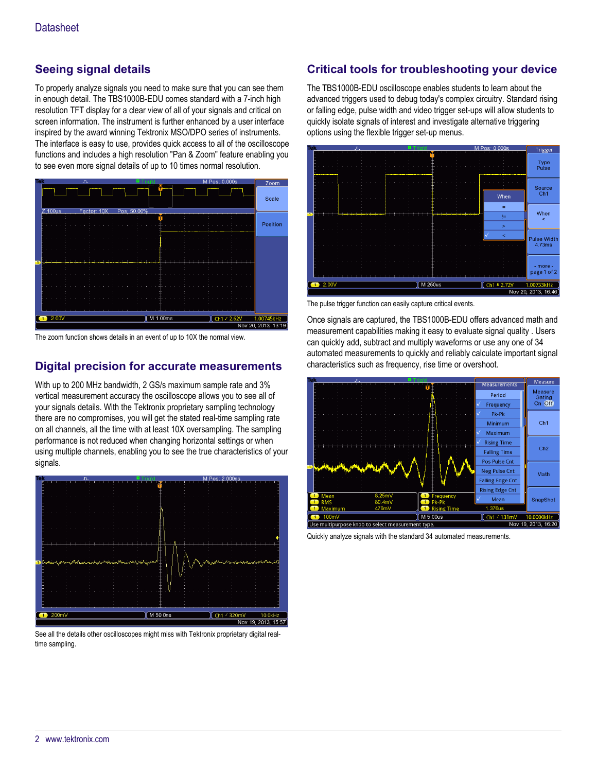## Seeing signal details

To properly analyze signals you need to make sure that you can see them in enough detail. The TBS1000B-EDU comes standard with a 7-inch high resolution TFT display for a clear view of all of your signals and critical on screen information. The instrument is further enhanced by a user interface inspired by the award winning Tektronix MSO/DPO series of instruments. The interface is easy to use, provides quick access to all of the oscilloscope functions and includes a high resolution "Pan & Zoom" feature enabling you to see even more signal details of up to 10 times normal resolution.

The zoom function shows details in an event of up to 10X the normal view.

## Digital precision for accurate measurements

With up to 200 MHz bandwidth, 2 GS/s maximum sample rate and 3% vertical measurement accuracy the oscilloscope allows you to see all of your signals details. With the Tektronix proprietary sampling technology there are no compromises, you will get the stated real-time sampling rate on all channels, all the time with at least 10X oversampling. The sampling performance is not reduced when changing horizontal settings or when using multiple channels, enabling you to see the true characteristics of your signals.

See all the details other oscilloscopes might miss with Tektronix proprietary digital real-time sampling.

## Critical tools for troubleshooting your device

The TBS1000B-EDU oscilloscope enables students to learn about the advanced triggers used to debug today's complex circuitry. Standard rising or falling edge, pulse width and video trigger set-ups will allow students to quickly isolate signals of interest and investigate alternative triggering options using the flexible trigger set-up menus.

The pulse trigger function can easily capture critical events.

Once signals are captured, the TBS1000B-EDU offers advanced math and measurement capabilities making it easy to evaluate signal quality . Users can quickly add, subtract and multiply waveforms or use any one of 34 automated measurements to quickly and reliably calculate important signal characteristics such as frequency, rise time or overshoot.

Quickly analyze signals with the standard 34 automated measurements.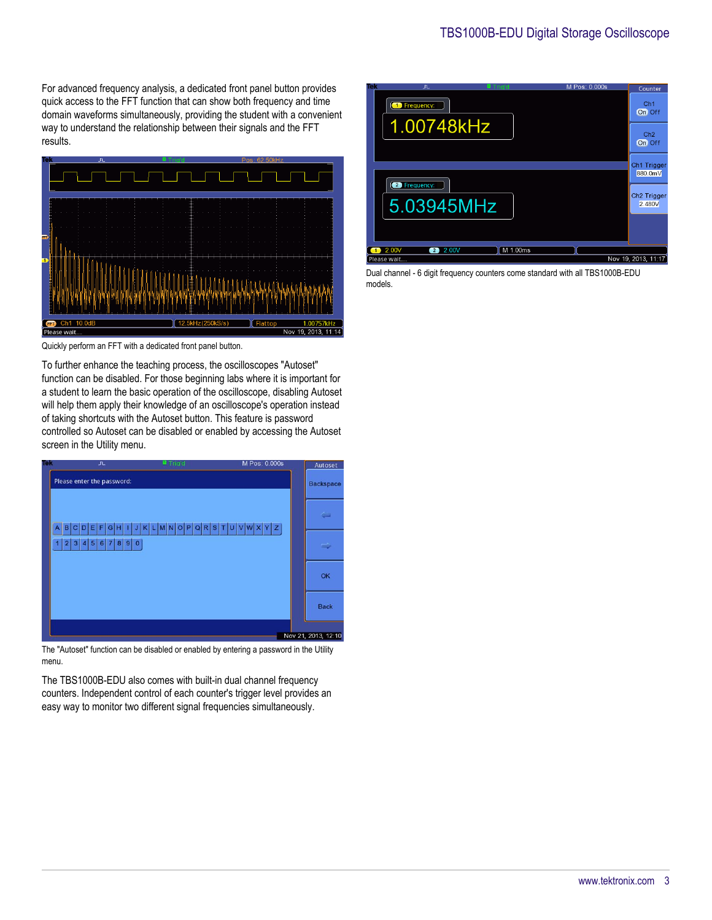For advanced frequency analysis, a dedicated front panel button provides quick access to the FFT function that can show both frequency and time domain waveforms simultaneously, providing the student with a convenient way to understand the relationship between their signals and the FFT results.

Quickly perform an FFT with a dedicated front panel button.

To further enhance the teaching process, the oscilloscopes "Autoset" function can be disabled. For those beginning labs where it is important for a student to learn the basic operation of the oscilloscope, disabling Autoset will help them apply their knowledge of an oscilloscope's operation instead of taking shortcuts with the Autoset button. This feature is password controlled so Autoset can be disabled or enabled by accessing the Autoset screen in the Utility menu.

The "Autoset" function can be disabled or enabled by entering a password in the Utility menu.

The TBS1000B-EDU also comes with built-in dual channel frequency counters. Independent control of each counter's trigger level provides an easy way to monitor two different signal frequencies simultaneously.

Dual channel - 6 digit frequency counters come standard with all TBS1000B-EDU models.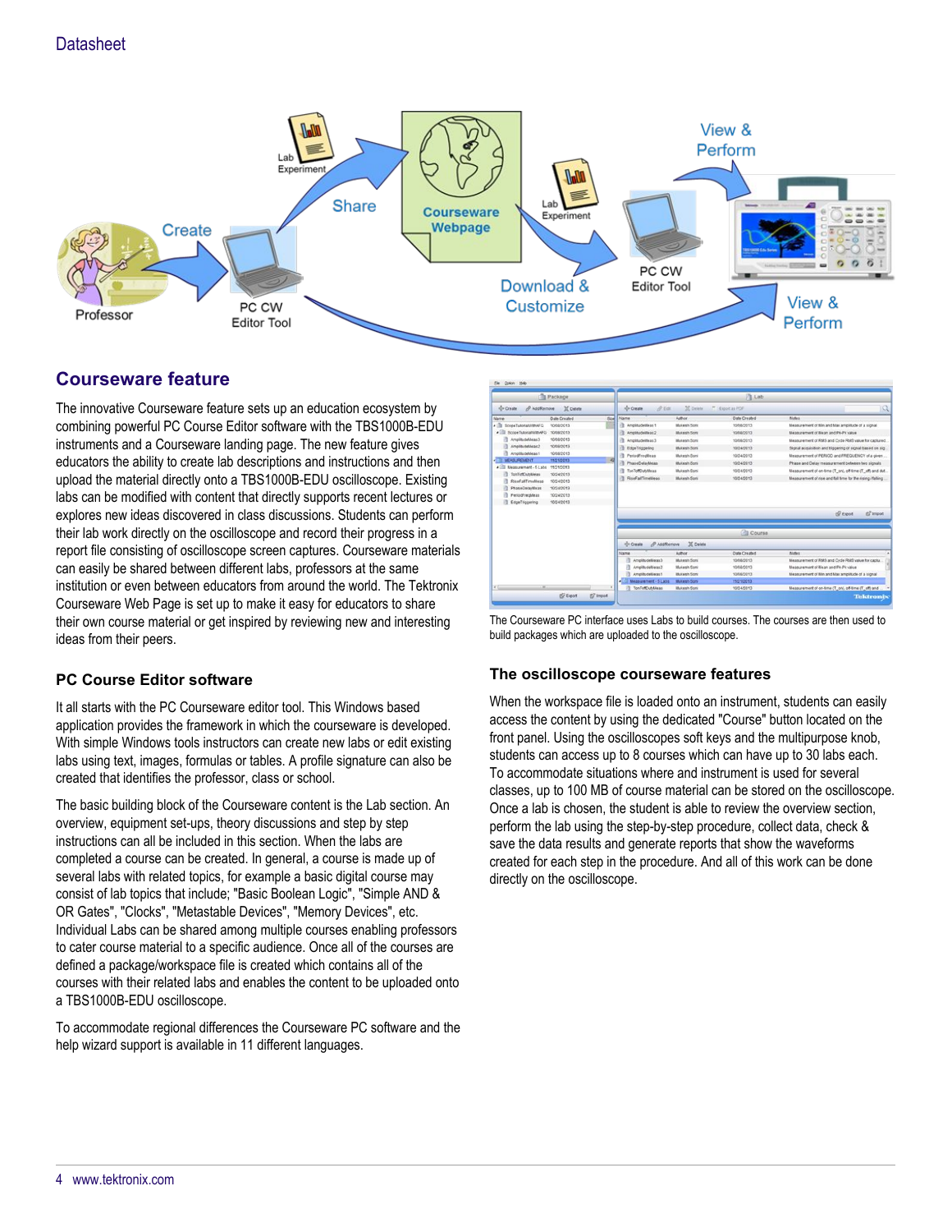## Courseware feature

The innovative Courseware feature sets up an education ecosystem by combining powerful PC Course Editor software with the TBS1000B-EDU instruments and a Courseware landing page. The new feature gives educators the ability to create lab descriptions and instructions and then upload the material directly onto a TBS1000B-EDU oscilloscope. Existing labs can be modified with content that directly supports recent lectures or explores new ideas discovered in class discussions. Students can perform their lab work directly on the oscilloscope and record their progress in a report file consisting of oscilloscope screen captures. Courseware materials can easily be shared between different labs, professors at the same institution or even between educators from around the world. The Tektronix Courseware Web Page is set up to make it easy for educators to share their own course material or get inspired by reviewing new and interesting ideas from their peers.

### PC Course Editor software

It all starts with the PC Courseware editor tool. This Windows based application provides the framework in which the courseware is developed. With simple Windows tools instructors can create new labs or edit existing labs using text, images, formulas or tables. A profile signature can also be created that identifies the professor, class or school.

The basic building block of the Courseware content is the Lab section. An overview, equipment set-ups, theory discussions and step by step instructions can all be included in this section. When the labs are completed a course can be created. In general, a course is made up of several labs with related topics, for example a basic digital course may consist of lab topics that include; "Basic Boolean Logic", "Simple AND & OR Gates", "Clocks", "Metastable Devices", "Memory Devices", etc. Individual Labs can be shared among multiple courses enabling professors to cater course material to a specific audience. Once all of the courses are defined a package/workspace file is created which contains all of the courses with their related labs and enables the content to be uploaded onto a TBS1000B-EDU oscilloscope.

To accommodate regional differences the Courseware PC software and the help wizard support is available in 11 different languages.

The Courseware PC interface uses Labs to build courses. The courses are then used to build packages which are uploaded to the oscilloscope.

### The oscilloscope courseware features

When the workspace file is loaded onto an instrument, students can easily access the content by using the dedicated "Course" button located on the front panel. Using the oscilloscopes soft keys and the multipurpose knob, students can access up to 8 courses which can have up to 30 labs each. To accommodate situations where and instrument is used for several classes, up to 100 MB of course material can be stored on the oscilloscope. Once a lab is chosen, the student is able to review the overview section, perform the lab using the step-by-step procedure, collect data, check & save the data results and generate reports that show the waveforms created for each step in the procedure. And all of this work can be done directly on the oscilloscope.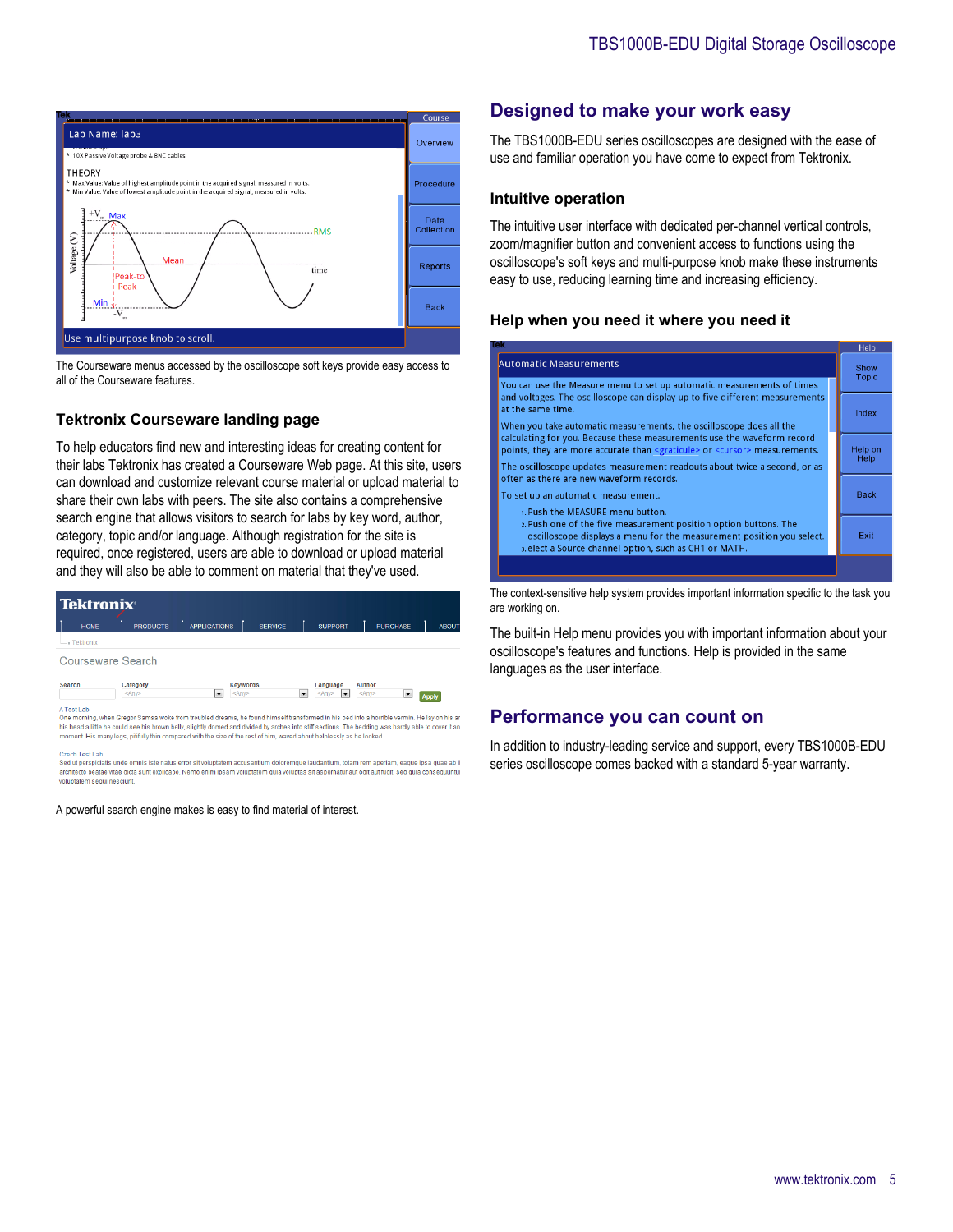The Courseware menus accessed by the oscilloscope soft keys provide easy access to all of the Courseware features.

### Tektronix Courseware landing page

To help educators find new and interesting ideas for creating content for their labs Tektronix has created a Courseware Web page. At this site, users can download and customize relevant course material or upload material to share their own labs with peers. The site also contains a comprehensive search engine that allows visitors to search for labs by key word, author, category, topic and/or language. Although registration for the site is required, once registered, users are able to download or upload material and they will also be able to comment on material that they've used.

A powerful search engine makes is easy to find material of interest.

## Designed to make your work easy

The TBS1000B-EDU series oscilloscopes are designed with the ease of use and familiar operation you have come to expect from Tektronix.

### Intuitive operation

The intuitive user interface with dedicated per-channel vertical controls, zoom/magnifier button and convenient access to functions using the oscilloscope's soft keys and multi-purpose knob make these instruments easy to use, reducing learning time and increasing efficiency.

### Help when you need it where you need it

The context-sensitive help system provides important information specific to the task you are working on.

The built-in Help menu provides you with important information about your oscilloscope's features and functions. Help is provided in the same languages as the user interface.

## Performance you can count on

In addition to industry-leading service and support, every TBS1000B-EDU series oscilloscope comes backed with a standard 5-year warranty.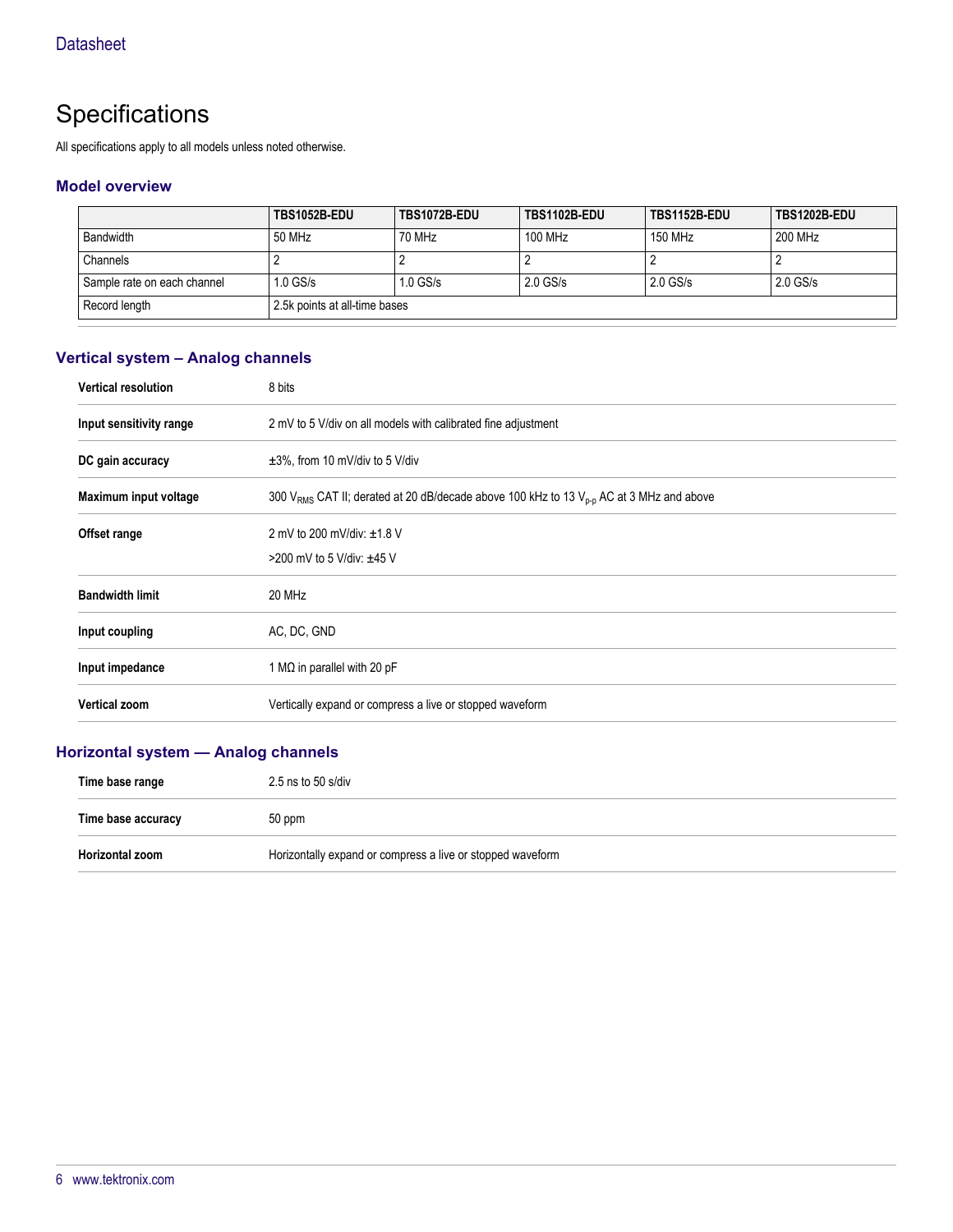# Specifications

All specifications apply to all models unless noted otherwise.

## Model overview

| | TBS1052B-EDU | TBS1072B-EDU | TBS1102B-EDU | TBS1152B-EDU | TBS1202B-EDU |
|---|---|---|---|---|---|
| Bandwidth | 50 MHz | 70 MHz | 100 MHz | 150 MHz | 200 MHz |
| Channels | 2 | 2 | 2 | 2 | 2 |
| Sample rate on each channel | 1.0 GS/s | 1.0 GS/s | 2.0 GS/s | 2.0 GS/s | 2.0 GS/s |
| Record length | 2.5k points at all-time bases | | | | |

## Vertical system – Analog channels

| | |
|---|---|
| **Vertical resolution** | 8 bits |
| **Input sensitivity range** | 2 mV to 5 V/div on all models with calibrated fine adjustment |
| **DC gain accuracy** | ±3%, from 10 mV/div to 5 V/div |
| **Maximum input voltage** | 300 $V_{RMS}$ CAT II; derated at 20 dB/decade above 100 kHz to 13 $V_{p-p}$ AC at 3 MHz and above |
| **Offset range** | 2 mV to 200 mV/div: ±1.8 V<br>>200 mV to 5 V/div: ±45 V |
| **Bandwidth limit** | 20 MHz |
| **Input coupling** | AC, DC, GND |
| **Input impedance** | 1 MΩ in parallel with 20 pF |
| **Vertical zoom** | Vertically expand or compress a live or stopped waveform |

## Horizontal system — Analog channels

| | |
|---|---|
| **Time base range** | 2.5 ns to 50 s/div |
| **Time base accuracy** | 50 ppm |
| **Horizontal zoom** | Horizontally expand or compress a live or stopped waveform |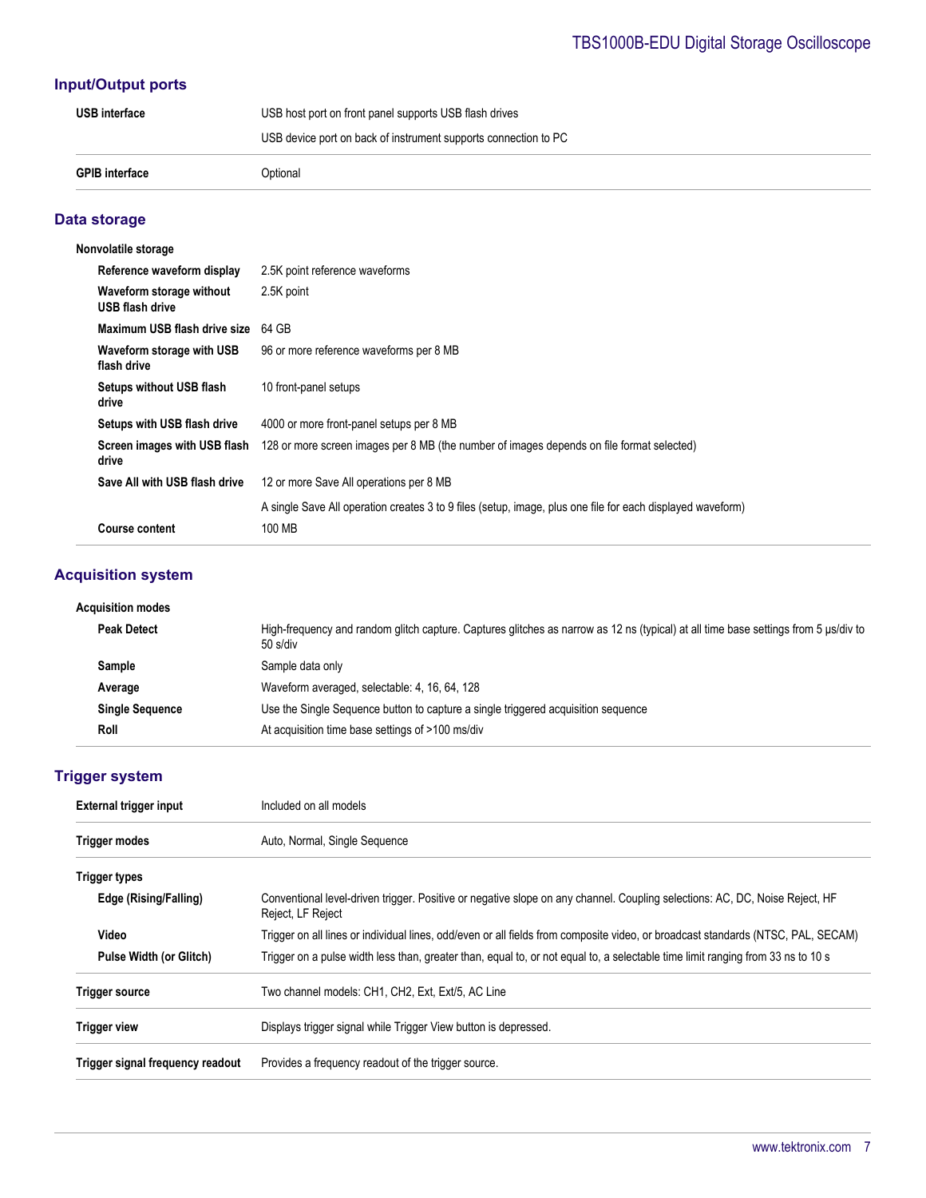## Input/Output ports

| | |
|---|---|
| **USB interface** | USB host port on front panel supports USB flash drives |
| | USB device port on back of instrument supports connection to PC |
| **GPIB interface** | Optional |

## Data storage

| | |
|---|---|
| **Nonvolatile storage** | |
| **Reference waveform display** | 2.5K point reference waveforms |
| **Waveform storage without USB flash drive** | 2.5K point |
| **Maximum USB flash drive size** | 64 GB |
| **Waveform storage with USB flash drive** | 96 or more reference waveforms per 8 MB |
| **Setups without USB flash drive** | 10 front-panel setups |
| **Setups with USB flash drive** | 4000 or more front-panel setups per 8 MB |
| **Screen images with USB flash drive** | 128 or more screen images per 8 MB (the number of images depends on file format selected) |
| **Save All with USB flash drive** | 12 or more Save All operations per 8 MB |
| | A single Save All operation creates 3 to 9 files (setup, image, plus one file for each displayed waveform) |
| **Course content** | 100 MB |

## Acquisition system

| | |
|---|---|
| **Acquisition modes** | |
| **Peak Detect** | High-frequency and random glitch capture. Captures glitches as narrow as 12 ns (typical) at all time base settings from 5 μs/div to 50 s/div |
| **Sample** | Sample data only |
| **Average** | Waveform averaged, selectable: 4, 16, 64, 128 |
| **Single Sequence** | Use the Single Sequence button to capture a single triggered acquisition sequence |
| **Roll** | At acquisition time base settings of >100 ms/div |

## Trigger system

| | |
|---|---|
| **External trigger input** | Included on all models |
| **Trigger modes** | Auto, Normal, Single Sequence |
| **Trigger types** | |
| **Edge (Rising/Falling)** | Conventional level-driven trigger. Positive or negative slope on any channel. Coupling selections: AC, DC, Noise Reject, HF Reject, LF Reject |
| **Video** | Trigger on all lines or individual lines, odd/even or all fields from composite video, or broadcast standards (NTSC, PAL, SECAM) |
| **Pulse Width (or Glitch)** | Trigger on a pulse width less than, greater than, equal to, or not equal to, a selectable time limit ranging from 33 ns to 10 s |
| **Trigger source** | Two channel models: CH1, CH2, Ext, Ext/5, AC Line |
| **Trigger view** | Displays trigger signal while Trigger View button is depressed. |
| **Trigger signal frequency readout** | Provides a frequency readout of the trigger source. |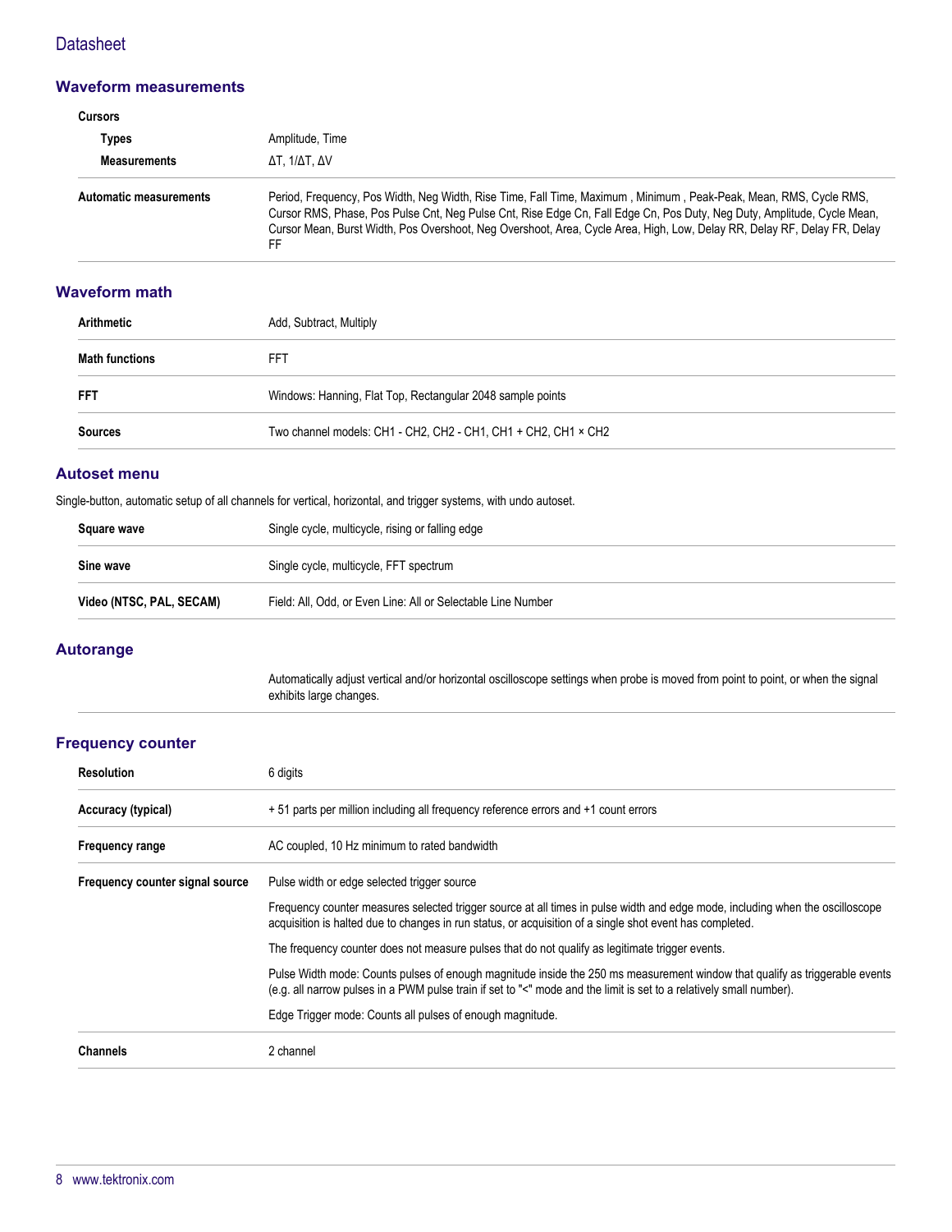## Waveform measurements

| | |
|---|---|
| **Cursors** | |
| **Types** | Amplitude, Time |
| **Measurements** | ΔT, 1/ΔT, ΔV |
| **Automatic measurements** | Period, Frequency, Pos Width, Neg Width, Rise Time, Fall Time, Maximum , Minimum , Peak-Peak, Mean, RMS, Cycle RMS, Cursor RMS, Phase, Pos Pulse Cnt, Neg Pulse Cnt, Rise Edge Cn, Fall Edge Cn, Pos Duty, Neg Duty, Amplitude, Cycle Mean, Cursor Mean, Burst Width, Pos Overshoot, Neg Overshoot, Area, Cycle Area, High, Low, Delay RR, Delay RF, Delay FR, Delay FF |

## Waveform math

| | |
|---|---|
| **Arithmetic** | Add, Subtract, Multiply |
| **Math functions** | FFT |
| **FFT** | Windows: Hanning, Flat Top, Rectangular 2048 sample points |
| **Sources** | Two channel models: CH1 - CH2, CH2 - CH1, CH1 + CH2, CH1 × CH2 |

## Autoset menu

Single-button, automatic setup of all channels for vertical, horizontal, and trigger systems, with undo autoset.

| | |
|---|---|
| **Square wave** | Single cycle, multicycle, rising or falling edge |
| **Sine wave** | Single cycle, multicycle, FFT spectrum |
| **Video (NTSC, PAL, SECAM)** | Field: All, Odd, or Even Line: All or Selectable Line Number |

## Autorange

Automatically adjust vertical and/or horizontal oscilloscope settings when probe is moved from point to point, or when the signal exhibits large changes.

## Frequency counter

| | |
|---|---|
| **Resolution** | 6 digits |
| **Accuracy (typical)** | + 51 parts per million including all frequency reference errors and +1 count errors |
| **Frequency range** | AC coupled, 10 Hz minimum to rated bandwidth |
| **Frequency counter signal source** | Pulse width or edge selected trigger source<br><br>Frequency counter measures selected trigger source at all times in pulse width and edge mode, including when the oscilloscope acquisition is halted due to changes in run status, or acquisition of a single shot event has completed.<br><br>The frequency counter does not measure pulses that do not qualify as legitimate trigger events.<br><br>Pulse Width mode: Counts pulses of enough magnitude inside the 250 ms measurement window that qualify as triggerable events (e.g. all narrow pulses in a PWM pulse train if set to "<" mode and the limit is set to a relatively small number).<br><br>Edge Trigger mode: Counts all pulses of enough magnitude. |
| **Channels** | 2 channel |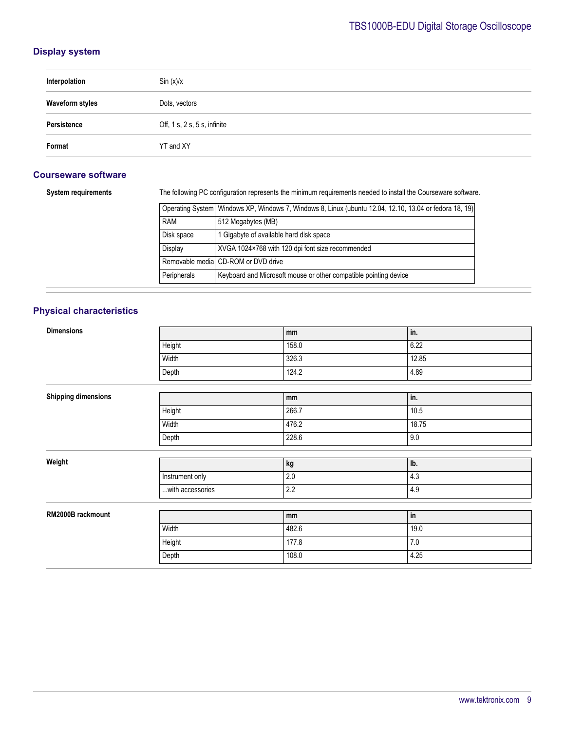## Display system

| | |
|---|---|
| **Interpolation** | Sin (x)/x |
| **Waveform styles** | Dots, vectors |
| **Persistence** | Off, 1 s, 2 s, 5 s, infinite |
| **Format** | YT and XY |

## Courseware software

**System requirements**

The following PC configuration represents the minimum requirements needed to install the Courseware software.

| | |
|---|---|
| Operating System | Windows XP, Windows 7, Windows 8, Linux (ubuntu 12.04, 12.10, 13.04 or fedora 18, 19) |
| RAM | 512 Megabytes (MB) |
| Disk space | 1 Gigabyte of available hard disk space |
| Display | XVGA 1024×768 with 120 dpi font size recommended |
| Removable media | CD-ROM or DVD drive |
| Peripherals | Keyboard and Microsoft mouse or other compatible pointing device |

## Physical characteristics

**Dimensions**

| | mm | in. |
|---|---|---|
| Height | 158.0 | 6.22 |
| Width | 326.3 | 12.85 |
| Depth | 124.2 | 4.89 |

**Shipping dimensions**

| | mm | in. |
|---|---|---|
| Height | 266.7 | 10.5 |
| Width | 476.2 | 18.75 |
| Depth | 228.6 | 9.0 |

**Weight**

| | kg | lb. |
|---|---|---|
| Instrument only | 2.0 | 4.3 |
| ...with accessories | 2.2 | 4.9 |

**RM2000B rackmount**

| | mm | in |
|---|---|---|
| Width | 482.6 | 19.0 |
| Height | 177.8 | 7.0 |
| Depth | 108.0 | 4.25 |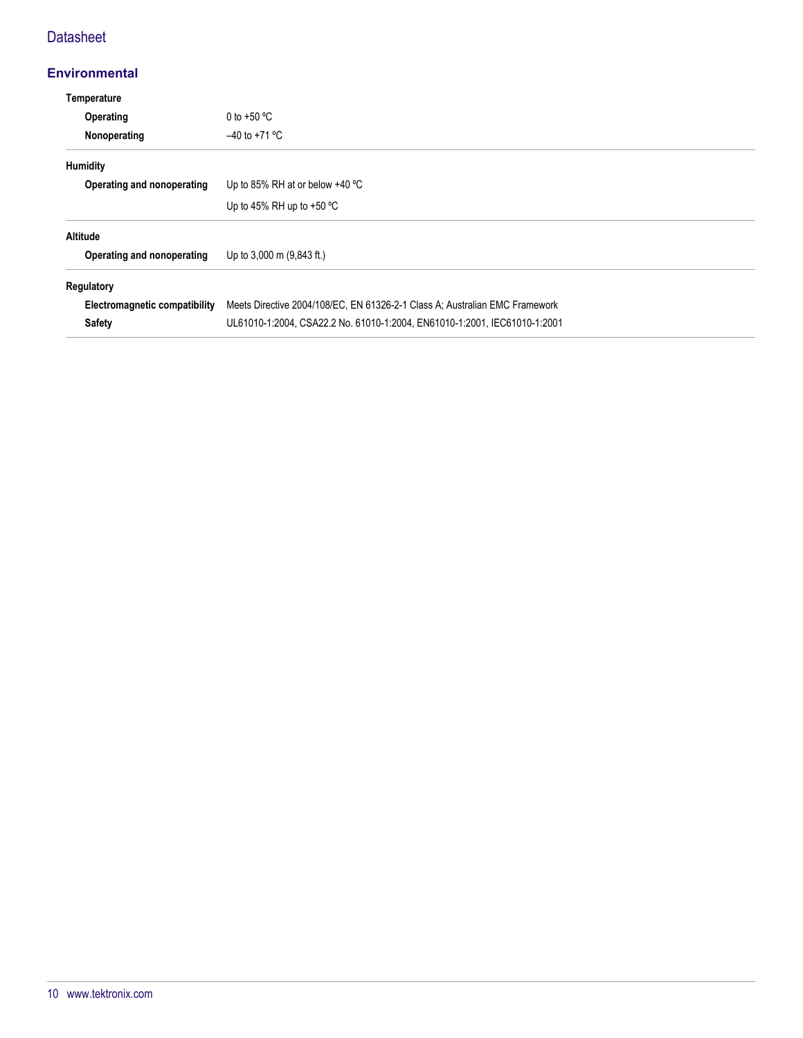## Environmental

| | |
|---|---|
| **Temperature** | |
| **Operating** | 0 to +50 ºC |
| **Nonoperating** | –40 to +71 ºC |
| **Humidity** | |
| **Operating and nonoperating** | Up to 85% RH at or below +40 ºC |
| | Up to 45% RH up to +50 ºC |
| **Altitude** | |
| **Operating and nonoperating** | Up to 3,000 m (9,843 ft.) |
| **Regulatory** | |
| **Electromagnetic compatibility** | Meets Directive 2004/108/EC, EN 61326-2-1 Class A; Australian EMC Framework |
| **Safety** | UL61010-1:2004, CSA22.2 No. 61010-1:2004, EN61010-1:2001, IEC61010-1:2001 |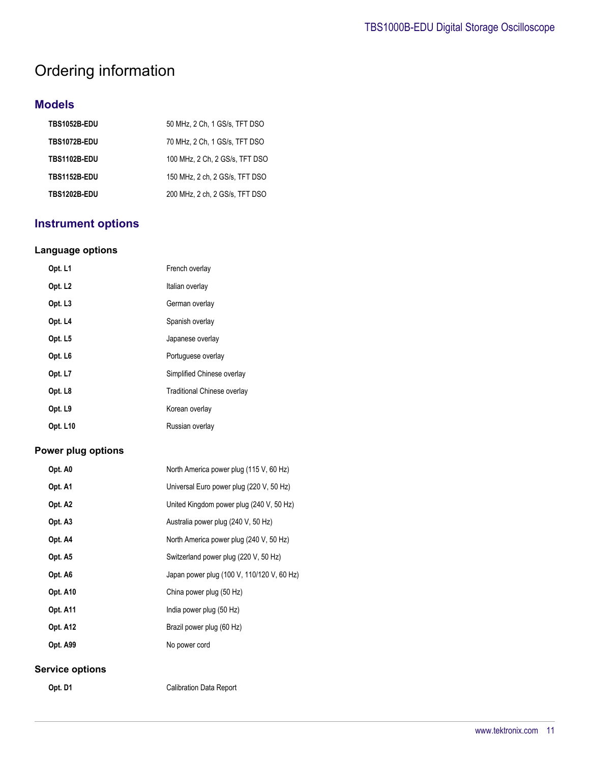# Ordering information

## Models

| | |
|---|---|
| **TBS1052B-EDU** | 50 MHz, 2 Ch, 1 GS/s, TFT DSO |
| **TBS1072B-EDU** | 70 MHz, 2 Ch, 1 GS/s, TFT DSO |
| **TBS1102B-EDU** | 100 MHz, 2 Ch, 2 GS/s, TFT DSO |
| **TBS1152B-EDU** | 150 MHz, 2 ch, 2 GS/s, TFT DSO |
| **TBS1202B-EDU** | 200 MHz, 2 ch, 2 GS/s, TFT DSO |

## Instrument options

### Language options

| | |
|---|---|
| **Opt. L1** | French overlay |
| **Opt. L2** | Italian overlay |
| **Opt. L3** | German overlay |
| **Opt. L4** | Spanish overlay |
| **Opt. L5** | Japanese overlay |
| **Opt. L6** | Portuguese overlay |
| **Opt. L7** | Simplified Chinese overlay |
| **Opt. L8** | Traditional Chinese overlay |
| **Opt. L9** | Korean overlay |
| **Opt. L10** | Russian overlay |

### Power plug options

| | |
|---|---|
| **Opt. A0** | North America power plug (115 V, 60 Hz) |
| **Opt. A1** | Universal Euro power plug (220 V, 50 Hz) |
| **Opt. A2** | United Kingdom power plug (240 V, 50 Hz) |
| **Opt. A3** | Australia power plug (240 V, 50 Hz) |
| **Opt. A4** | North America power plug (240 V, 50 Hz) |
| **Opt. A5** | Switzerland power plug (220 V, 50 Hz) |
| **Opt. A6** | Japan power plug (100 V, 110/120 V, 60 Hz) |
| **Opt. A10** | China power plug (50 Hz) |
| **Opt. A11** | India power plug (50 Hz) |
| **Opt. A12** | Brazil power plug (60 Hz) |
| **Opt. A99** | No power cord |

### Service options

| | |
|---|---|
| **Opt. D1** | Calibration Data Report |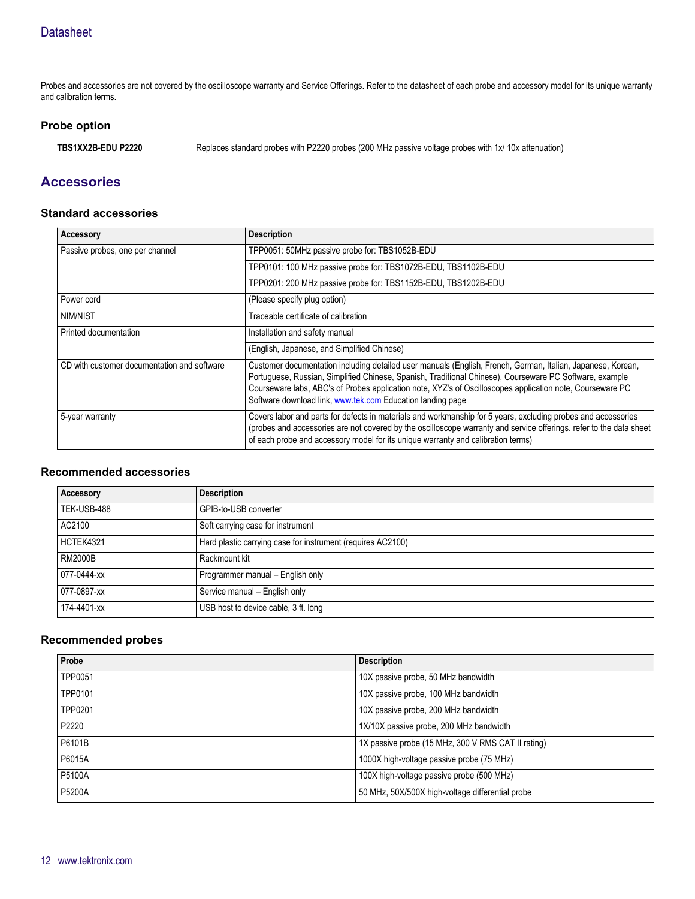Probes and accessories are not covered by the oscilloscope warranty and Service Offerings. Refer to the datasheet of each probe and accessory model for its unique warranty and calibration terms.

### Probe option

**TBS1XX2B-EDU P2220** Replaces standard probes with P2220 probes (200 MHz passive voltage probes with 1x/ 10x attenuation)

## Accessories

### Standard accessories

| Accessory | Description |
|---|---|
| Passive probes, one per channel | TPP0051: 50MHz passive probe for: TBS1052B-EDU |
| | TPP0101: 100 MHz passive probe for: TBS1072B-EDU, TBS1102B-EDU |
| | TPP0201: 200 MHz passive probe for: TBS1152B-EDU, TBS1202B-EDU |
| Power cord | (Please specify plug option) |
| NIM/NIST | Traceable certificate of calibration |
| Printed documentation | Installation and safety manual |
| | (English, Japanese, and Simplified Chinese) |
| CD with customer documentation and software | Customer documentation including detailed user manuals (English, French, German, Italian, Japanese, Korean, Portuguese, Russian, Simplified Chinese, Spanish, Traditional Chinese), Courseware PC Software, example Courseware labs, ABC's of Probes application note, XYZ's of Oscilloscopes application note, Courseware PC Software download link, www.tek.com Education landing page |
| 5-year warranty | Covers labor and parts for defects in materials and workmanship for 5 years, excluding probes and accessories (probes and accessories are not covered by the oscilloscope warranty and service offerings. refer to the data sheet of each probe and accessory model for its unique warranty and calibration terms) |

### Recommended accessories

| Accessory | Description |
|---|---|
| TEK-USB-488 | GPIB-to-USB converter |
| AC2100 | Soft carrying case for instrument |
| HCTEK4321 | Hard plastic carrying case for instrument (requires AC2100) |
| RM2000B | Rackmount kit |
| 077-0444-xx | Programmer manual – English only |
| 077-0897-xx | Service manual – English only |
| 174-4401-xx | USB host to device cable, 3 ft. long |

### Recommended probes

| Probe | Description |
|---|---|
| TPP0051 | 10X passive probe, 50 MHz bandwidth |
| TPP0101 | 10X passive probe, 100 MHz bandwidth |
| TPP0201 | 10X passive probe, 200 MHz bandwidth |
| P2220 | 1X/10X passive probe, 200 MHz bandwidth |
| P6101B | 1X passive probe (15 MHz, 300 V RMS CAT II rating) |
| P6015A | 1000X high-voltage passive probe (75 MHz) |
| P5100A | 100X high-voltage passive probe (500 MHz) |
| P5200A | 50 MHz, 50X/500X high-voltage differential probe |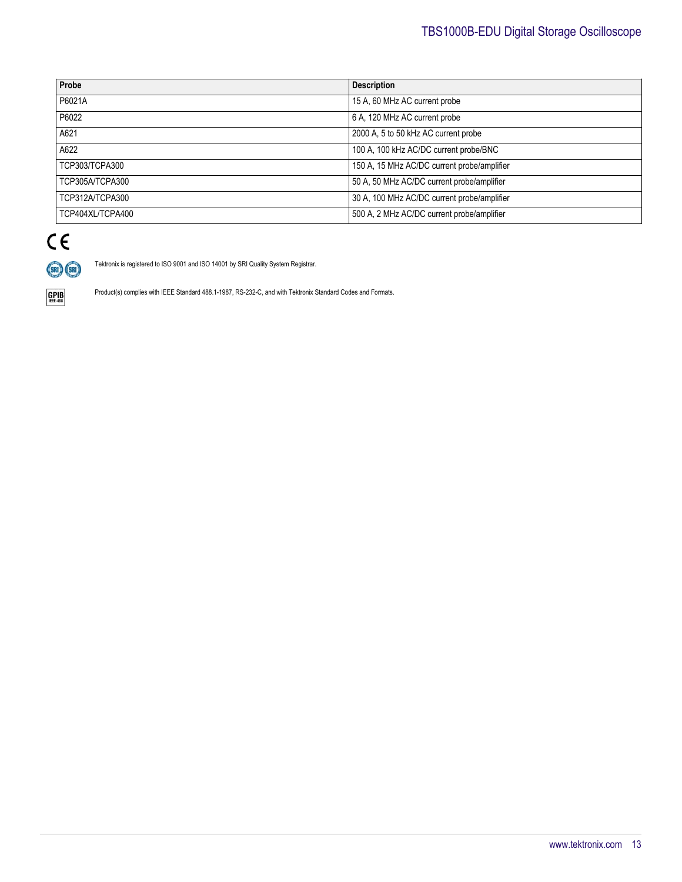| Probe | Description |
| --- | --- |
| P6021A | 15 A, 60 MHz AC current probe |
| P6022 | 6 A, 120 MHz AC current probe |
| A621 | 2000 A, 5 to 50 kHz AC current probe |
| A622 | 100 A, 100 kHz AC/DC current probe/BNC |
| TCP303/TCPA300 | 150 A, 15 MHz AC/DC current probe/amplifier |
| TCP305A/TCPA300 | 50 A, 50 MHz AC/DC current probe/amplifier |
| TCP312A/TCPA300 | 30 A, 100 MHz AC/DC current probe/amplifier |
| TCP404XL/TCPA400 | 500 A, 2 MHz AC/DC current probe/amplifier |

CE

Tektronix is registered to ISO 9001 and ISO 14001 by SRI Quality System Registrar.

Product(s) complies with IEEE Standard 488.1-1987, RS-232-C, and with Tektronix Standard Codes and Formats.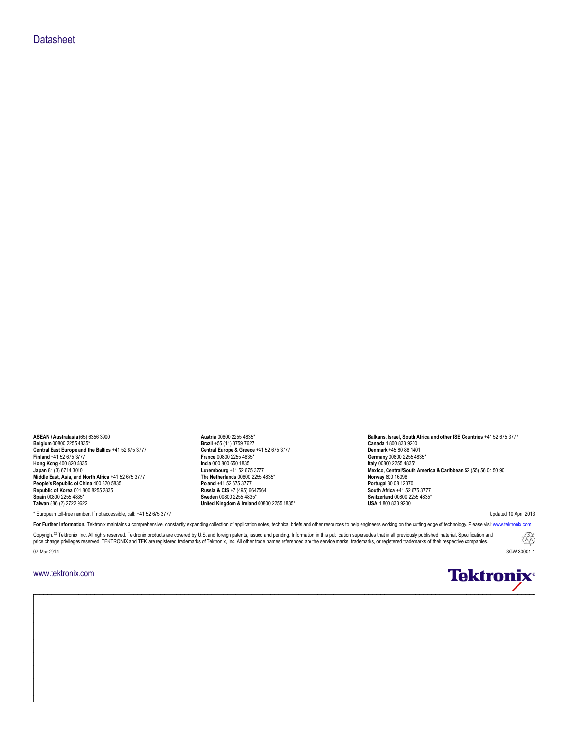**ASEAN / Australasia** (65) 6356 3900
**Belgium** 00800 2255 4835*
**Central East Europe and the Baltics** +41 52 675 3777
**Finland** +41 52 675 3777
**Hong Kong** 400 820 5835
**Japan** 81 (3) 6714 3010
**Middle East, Asia, and North Africa** +41 52 675 3777
**People's Republic of China** 400 820 5835
**Republic of Korea** 001 800 8255 2835
**Spain** 00800 2255 4835*
**Taiwan** 886 (2) 2722 9622

**Austria** 00800 2255 4835*
**Brazil** +55 (11) 3759 7627
**Central Europe & Greece** +41 52 675 3777
**France** 00800 2255 4835*
**India** 000 800 650 1835
**Luxembourg** +41 52 675 3777
**The Netherlands** 00800 2255 4835*
**Poland** +41 52 675 3777
**Russia & CIS** +7 (495) 6647564
**Sweden** 00800 2255 4835*
**United Kingdom & Ireland** 00800 2255 4835*

**Balkans, Israel, South Africa and other ISE Countries** +41 52 675 3777
**Canada** 1 800 833 9200
**Denmark** +45 80 88 1401
**Germany** 00800 2255 4835*
**Italy** 00800 2255 4835*
**Mexico, Central/South America & Caribbean** 52 (55) 56 04 50 90
**Norway** 800 16098
**Portugal** 80 08 12370
**South Africa** +41 52 675 3777
**Switzerland** 00800 2255 4835*
**USA** 1 800 833 9200

* European toll-free number. If not accessible, call: +41 52 675 3777

Updated 10 April 2013

**For Further Information.** Tektronix maintains a comprehensive, constantly expanding collection of application notes, technical briefs and other resources to help engineers working on the cutting edge of technology. Please visit www.tektronix.com.

Copyright © Tektronix, Inc. All rights reserved. Tektronix products are covered by U.S. and foreign patents, issued and pending. Information in this publication supersedes that in all previously published material. Specification and price change privileges reserved. TEKTRONIX and TEK are registered trademarks of Tektronix, Inc. All other trade names referenced are the service marks, trademarks, or registered trademarks of their respective companies.

07 Mar 2014

3GW-30001-1

www.tektronix.com